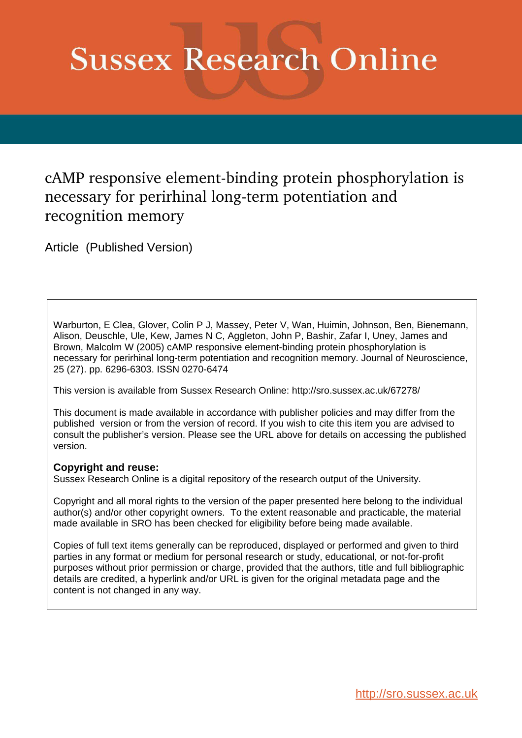# Sussex Research Online

## cAMP responsive element-binding protein phosphorylation is necessary for perirhinal long-term potentiation and recognition memory

Article (Published Version)

Warburton, E Clea, Glover, Colin P J, Massey, Peter V, Wan, Huimin, Johnson, Ben, Bienemann, Alison, Deuschle, Ule, Kew, James N C, Aggleton, John P, Bashir, Zafar I, Uney, James and Brown, Malcolm W (2005) cAMP responsive element-binding protein phosphorylation is necessary for perirhinal long-term potentiation and recognition memory. Journal of Neuroscience, 25 (27). pp. 6296-6303. ISSN 0270-6474

This version is available from Sussex Research Online: http://sro.sussex.ac.uk/67278/

This document is made available in accordance with publisher policies and may differ from the published version or from the version of record. If you wish to cite this item you are advised to consult the publisher's version. Please see the URL above for details on accessing the published version.

**Copyright and reuse:**
Sussex Research Online is a digital repository of the research output of the University.

Copyright and all moral rights to the version of the paper presented here belong to the individual author(s) and/or other copyright owners. To the extent reasonable and practicable, the material made available in SRO has been checked for eligibility before being made available.

Copies of full text items generally can be reproduced, displayed or performed and given to third parties in any format or medium for personal research or study, educational, or not-for-profit purposes without prior permission or charge, provided that the authors, title and full bibliographic details are credited, a hyperlink and/or URL is given for the original metadata page and the content is not changed in any way.

http://sro.sussex.ac.uk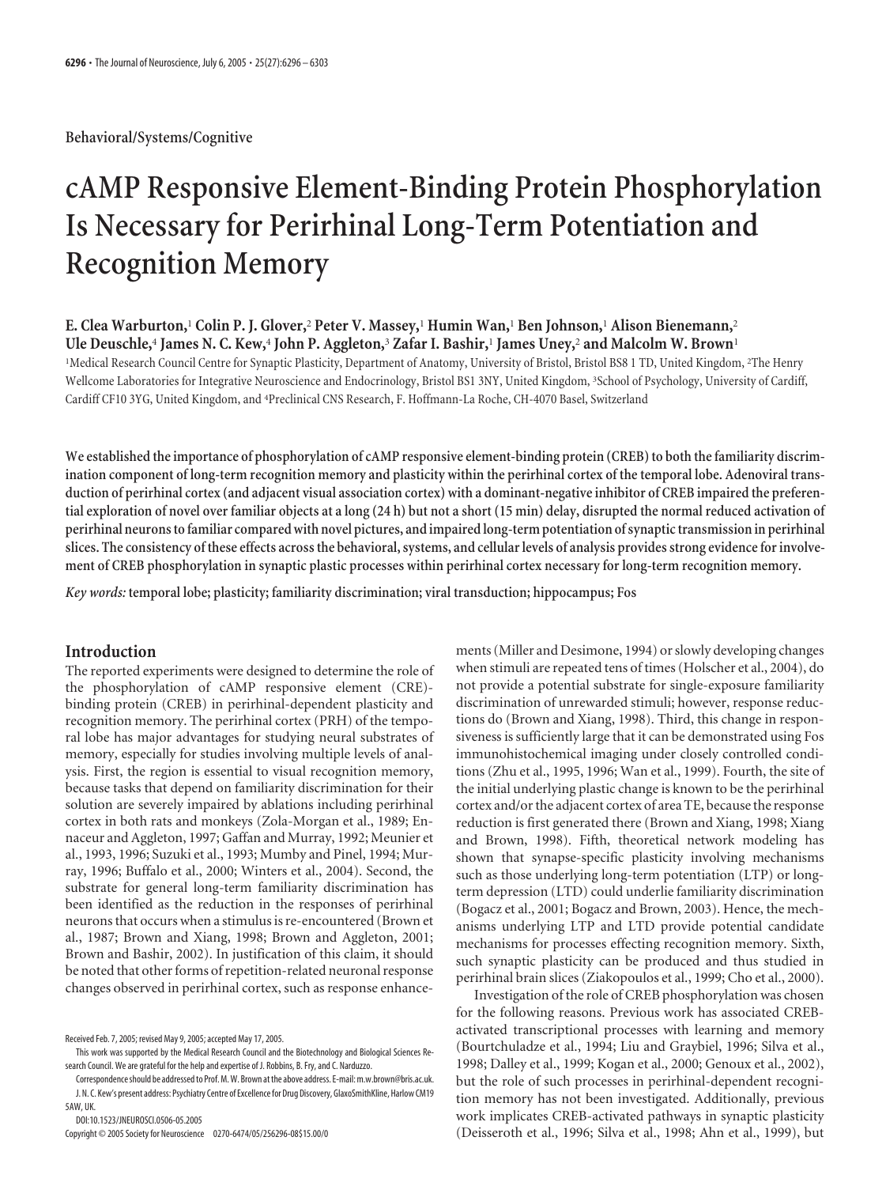Behavioral/Systems/Cognitive

# cAMP Responsive Element-Binding Protein Phosphorylation Is Necessary for Perirhinal Long-Term Potentiation and Recognition Memory

**E. Clea Warburton,[1] Colin P. J. Glover,[2] Peter V. Massey,[1] Humin Wan,[1] Ben Johnson,[1] Alison Bienemann,[2] Ule Deuschle,[4] James N. C. Kew,[4] John P. Aggleton,[3] Zafar I. Bashir,[1] James Uney,[2] and Malcolm W. Brown[1]**

[1]Medical Research Council Centre for Synaptic Plasticity, Department of Anatomy, University of Bristol, Bristol BS8 1 TD, United Kingdom, [2]The Henry Wellcome Laboratories for Integrative Neuroscience and Endocrinology, Bristol BS1 3NY, United Kingdom, [3]School of Psychology, University of Cardiff, Cardiff CF10 3YG, United Kingdom, and [4]Preclinical CNS Research, F. Hoffmann-La Roche, CH-4070 Basel, Switzerland

**We established the importance of phosphorylation of cAMP responsive element-binding protein (CREB) to both the familiarity discrimination component of long-term recognition memory and plasticity within the perirhinal cortex of the temporal lobe. Adenoviral transduction of perirhinal cortex (and adjacent visual association cortex) with a dominant-negative inhibitor of CREB impaired the preferential exploration of novel over familiar objects at a long (24 h) but not a short (15 min) delay, disrupted the normal reduced activation of perirhinal neurons to familiar compared with novel pictures, and impaired long-term potentiation of synaptic transmission in perirhinal slices. The consistency of these effects across the behavioral, systems, and cellular levels of analysis provides strong evidence for involvement of CREB phosphorylation in synaptic plastic processes within perirhinal cortex necessary for long-term recognition memory.**

***Key words:*** **temporal lobe; plasticity; familiarity discrimination; viral transduction; hippocampus; Fos**

## Introduction

The reported experiments were designed to determine the role of the phosphorylation of cAMP responsive element (CRE)-binding protein (CREB) in perirhinal-dependent plasticity and recognition memory. The perirhinal cortex (PRH) of the temporal lobe has major advantages for studying neural substrates of memory, especially for studies involving multiple levels of analysis. First, the region is essential to visual recognition memory, because tasks that depend on familiarity discrimination for their solution are severely impaired by ablations including perirhinal cortex in both rats and monkeys (Zola-Morgan et al., 1989; Ennaceur and Aggleton, 1997; Gaffan and Murray, 1992; Meunier et al., 1993, 1996; Suzuki et al., 1993; Mumby and Pinel, 1994; Murray, 1996; Buffalo et al., 2000; Winters et al., 2004). Second, the substrate for general long-term familiarity discrimination has been identified as the reduction in the responses of perirhinal neurons that occurs when a stimulus is re-encountered (Brown et al., 1987; Brown and Xiang, 1998; Brown and Aggleton, 2001; Brown and Bashir, 2002). In justification of this claim, it should be noted that other forms of repetition-related neuronal response changes observed in perirhinal cortex, such as response enhancements (Miller and Desimone, 1994) or slowly developing changes when stimuli are repeated tens of times (Holscher et al., 2004), do not provide a potential substrate for single-exposure familiarity discrimination of unrewarded stimuli; however, response reductions do (Brown and Xiang, 1998). Third, this change in responsiveness is sufficiently large that it can be demonstrated using Fos immunohistochemical imaging under closely controlled conditions (Zhu et al., 1995, 1996; Wan et al., 1999). Fourth, the site of the initial underlying plastic change is known to be the perirhinal cortex and/or the adjacent cortex of area TE, because the response reduction is first generated there (Brown and Xiang, 1998; Xiang and Brown, 1998). Fifth, theoretical network modeling has shown that synapse-specific plasticity involving mechanisms such as those underlying long-term potentiation (LTP) or long-term depression (LTD) could underlie familiarity discrimination (Bogacz et al., 2001; Bogacz and Brown, 2003). Hence, the mechanisms underlying LTP and LTD provide potential candidate mechanisms for processes effecting recognition memory. Sixth, such synaptic plasticity can be produced and thus studied in perirhinal brain slices (Ziakopoulos et al., 1999; Cho et al., 2000).

Investigation of the role of CREB phosphorylation was chosen for the following reasons. Previous work has associated CREB-activated transcriptional processes with learning and memory (Bourtchuladze et al., 1994; Liu and Graybiel, 1996; Silva et al., 1998; Dalley et al., 1999; Kogan et al., 2000; Genoux et al., 2002), but the role of such processes in perirhinal-dependent recognition memory has not been investigated. Additionally, previous work implicates CREB-activated pathways in synaptic plasticity (Deisseroth et al., 1996; Silva et al., 1998; Ahn et al., 1999), but

Received Feb. 7, 2005; revised May 9, 2005; accepted May 17, 2005.

This work was supported by the Medical Research Council and the Biotechnology and Biological Sciences Research Council. We are grateful for the help and expertise of J. Robbins, B. Fry, and C. Narduzzo.

Correspondence should be addressed to Prof. M. W. Brown at the above address. E-mail: m.w.brown@bris.ac.uk.

J. N. C. Kew's present address: Psychiatry Centre of Excellence for Drug Discovery, GlaxoSmithKline, Harlow CM19 5AW, UK.

DOI:10.1523/JNEUROSCI.0506-05.2005

Copyright © 2005 Society for Neuroscience 0270-6474/05/256296-08$15.00/0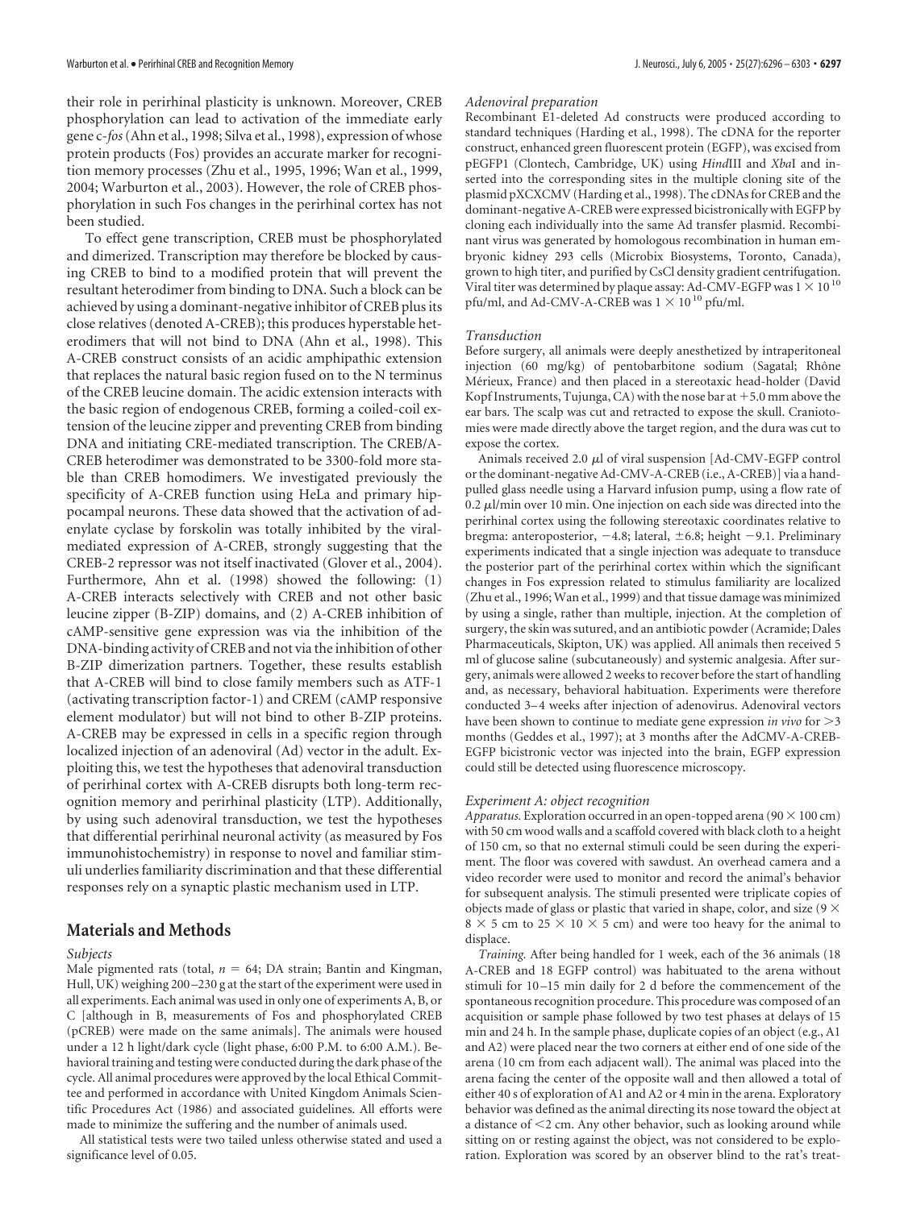their role in perirhinal plasticity is unknown. Moreover, CREB phosphorylation can lead to activation of the immediate early gene c-*fos* (Ahn et al., 1998; Silva et al., 1998), expression of whose protein products (Fos) provides an accurate marker for recognition memory processes (Zhu et al., 1995, 1996; Wan et al., 1999, 2004; Warburton et al., 2003). However, the role of CREB phosphorylation in such Fos changes in the perirhinal cortex has not been studied.

To effect gene transcription, CREB must be phosphorylated and dimerized. Transcription may therefore be blocked by causing CREB to bind to a modified protein that will prevent the resultant heterodimer from binding to DNA. Such a block can be achieved by using a dominant-negative inhibitor of CREB plus its close relatives (denoted A-CREB); this produces hyperstable heterodimers that will not bind to DNA (Ahn et al., 1998). This A-CREB construct consists of an acidic amphipathic extension that replaces the natural basic region fused on to the N terminus of the CREB leucine domain. The acidic extension interacts with the basic region of endogenous CREB, forming a coiled-coil extension of the leucine zipper and preventing CREB from binding DNA and initiating CRE-mediated transcription. The CREB/A-CREB heterodimer was demonstrated to be 3300-fold more stable than CREB homodimers. We investigated previously the specificity of A-CREB function using HeLa and primary hippocampal neurons. These data showed that the activation of adenylate cyclase by forskolin was totally inhibited by the viral-mediated expression of A-CREB, strongly suggesting that the CREB-2 repressor was not itself inactivated (Glover et al., 2004). Furthermore, Ahn et al. (1998) showed the following: (1) A-CREB interacts selectively with CREB and not other basic leucine zipper (B-ZIP) domains, and (2) A-CREB inhibition of cAMP-sensitive gene expression was via the inhibition of the DNA-binding activity of CREB and not via the inhibition of other B-ZIP dimerization partners. Together, these results establish that A-CREB will bind to close family members such as ATF-1 (activating transcription factor-1) and CREM (cAMP responsive element modulator) but will not bind to other B-ZIP proteins. A-CREB may be expressed in cells in a specific region through localized injection of an adenoviral (Ad) vector in the adult. Exploiting this, we test the hypotheses that adenoviral transduction of perirhinal cortex with A-CREB disrupts both long-term recognition memory and perirhinal plasticity (LTP). Additionally, by using such adenoviral transduction, we test the hypotheses that differential perirhinal neuronal activity (as measured by Fos immunohistochemistry) in response to novel and familiar stimuli underlies familiarity discrimination and that these differential responses rely on a synaptic plastic mechanism used in LTP.

## Materials and Methods

### Subjects

Male pigmented rats (total, $n = 64$; DA strain; Bantin and Kingman, Hull, UK) weighing 200–230 g at the start of the experiment were used in all experiments. Each animal was used in only one of experiments A, B, or C [although in B, measurements of Fos and phosphorylated CREB (pCREB) were made on the same animals]. The animals were housed under a 12 h light/dark cycle (light phase, 6:00 P.M. to 6:00 A.M.). Behavioral training and testing were conducted during the dark phase of the cycle. All animal procedures were approved by the local Ethical Committee and performed in accordance with United Kingdom Animals Scientific Procedures Act (1986) and associated guidelines. All efforts were made to minimize the suffering and the number of animals used.

All statistical tests were two tailed unless otherwise stated and used a significance level of 0.05.

### Adenoviral preparation

Recombinant E1-deleted Ad constructs were produced according to standard techniques (Harding et al., 1998). The cDNA for the reporter construct, enhanced green fluorescent protein (EGFP), was excised from pEGFP1 (Clontech, Cambridge, UK) using *Hind*III and *Xba*I and inserted into the corresponding sites in the multiple cloning site of the plasmid pXCXCMV (Harding et al., 1998). The cDNAs for CREB and the dominant-negative A-CREB were expressed bicistronically with EGFP by cloning each individually into the same Ad transfer plasmid. Recombinant virus was generated by homologous recombination in human embryonic kidney 293 cells (Microbix Biosystems, Toronto, Canada), grown to high titer, and purified by CsCl density gradient centrifugation. Viral titer was determined by plaque assay: Ad-CMV-EGFP was $1 \times 10^{10}$ pfu/ml, and Ad-CMV-A-CREB was $1 \times 10^{10}$ pfu/ml.

### Transduction

Before surgery, all animals were deeply anesthetized by intraperitoneal injection (60 mg/kg) of pentobarbitone sodium (Sagatal; Rhône Mérieux, France) and then placed in a stereotaxic head-holder (David Kopf Instruments, Tujunga, CA) with the nose bar at +5.0 mm above the ear bars. The scalp was cut and retracted to expose the skull. Craniotomies were made directly above the target region, and the dura was cut to expose the cortex.

Animals received 2.0 μl of viral suspension [Ad-CMV-EGFP control or the dominant-negative Ad-CMV-A-CREB (i.e., A-CREB)] via a hand-pulled glass needle using a Harvard infusion pump, using a flow rate of 0.2 μl/min over 10 min. One injection on each side was directed into the perirhinal cortex using the following stereotaxic coordinates relative to bregma: anteroposterior, −4.8; lateral, ±6.8; height −9.1. Preliminary experiments indicated that a single injection was adequate to transduce the posterior part of the perirhinal cortex within which the significant changes in Fos expression related to stimulus familiarity are localized (Zhu et al., 1996; Wan et al., 1999) and that tissue damage was minimized by using a single, rather than multiple, injection. At the completion of surgery, the skin was sutured, and an antibiotic powder (Acramide; Dales Pharmaceuticals, Skipton, UK) was applied. All animals then received 5 ml of glucose saline (subcutaneously) and systemic analgesia. After surgery, animals were allowed 2 weeks to recover before the start of handling and, as necessary, behavioral habituation. Experiments were therefore conducted 3–4 weeks after injection of adenovirus. Adenoviral vectors have been shown to continue to mediate gene expression *in vivo* for >3 months (Geddes et al., 1997); at 3 months after the AdCMV-A-CREB-EGFP bicistronic vector was injected into the brain, EGFP expression could still be detected using fluorescence microscopy.

### Experiment A: object recognition

*Apparatus.* Exploration occurred in an open-topped arena (90 × 100 cm) with 50 cm wood walls and a scaffold covered with black cloth to a height of 150 cm, so that no external stimuli could be seen during the experiment. The floor was covered with sawdust. An overhead camera and a video recorder were used to monitor and record the animal's behavior for subsequent analysis. The stimuli presented were triplicate copies of objects made of glass or plastic that varied in shape, color, and size (9 × 8 × 5 cm to 25 × 10 × 5 cm) and were too heavy for the animal to displace.

*Training.* After being handled for 1 week, each of the 36 animals (18 A-CREB and 18 EGFP control) was habituated to the arena without stimuli for 10–15 min daily for 2 d before the commencement of the spontaneous recognition procedure. This procedure was composed of an acquisition or sample phase followed by two test phases at delays of 15 min and 24 h. In the sample phase, duplicate copies of an object (e.g., A1 and A2) were placed near the two corners at either end of one side of the arena (10 cm from each adjacent wall). The animal was placed into the arena facing the center of the opposite wall and then allowed a total of either 40 s of exploration of A1 and A2 or 4 min in the arena. Exploratory behavior was defined as the animal directing its nose toward the object at a distance of <2 cm. Any other behavior, such as looking around while sitting on or resting against the object, was not considered to be exploration. Exploration was scored by an observer blind to the rat's treat-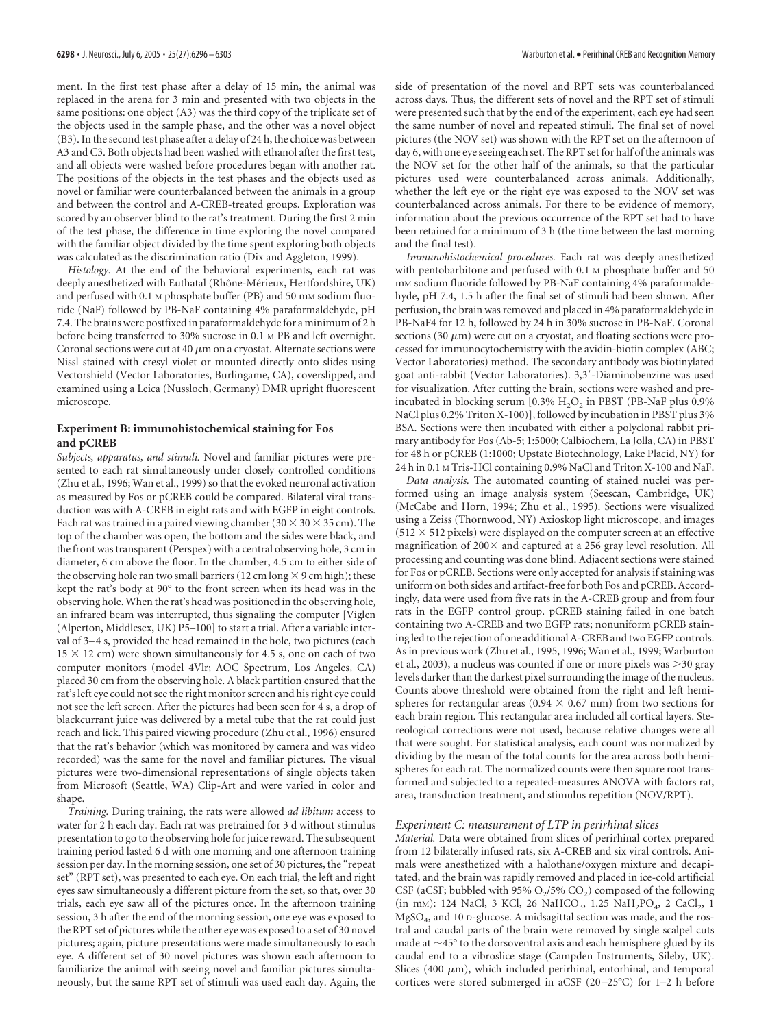ment. In the first test phase after a delay of 15 min, the animal was replaced in the arena for 3 min and presented with two objects in the same positions: one object (A3) was the third copy of the triplicate set of the objects used in the sample phase, and the other was a novel object (B3). In the second test phase after a delay of 24 h, the choice was between A3 and C3. Both objects had been washed with ethanol after the first test, and all objects were washed before procedures began with another rat. The positions of the objects in the test phases and the objects used as novel or familiar were counterbalanced between the animals in a group and between the control and A-CREB-treated groups. Exploration was scored by an observer blind to the rat's treatment. During the first 2 min of the test phase, the difference in time exploring the novel compared with the familiar object divided by the time spent exploring both objects was calculated as the discrimination ratio (Dix and Aggleton, 1999).

*Histology.* At the end of the behavioral experiments, each rat was deeply anesthetized with Euthatal (Rhône-Mérieux, Hertfordshire, UK) and perfused with 0.1 M phosphate buffer (PB) and 50 mM sodium fluoride (NaF) followed by PB-NaF containing 4% paraformaldehyde, pH 7.4. The brains were postfixed in paraformaldehyde for a minimum of 2 h before being transferred to 30% sucrose in 0.1 M PB and left overnight. Coronal sections were cut at 40 μm on a cryostat. Alternate sections were Nissl stained with cresyl violet or mounted directly onto slides using Vectorshield (Vector Laboratories, Burlingame, CA), coverslipped, and examined using a Leica (Nussloch, Germany) DMR upright fluorescent microscope.

## Experiment B: immunohistochemical staining for Fos and pCREB

*Subjects, apparatus, and stimuli.* Novel and familiar pictures were presented to each rat simultaneously under closely controlled conditions (Zhu et al., 1996; Wan et al., 1999) so that the evoked neuronal activation as measured by Fos or pCREB could be compared. Bilateral viral transduction was with A-CREB in eight rats and with EGFP in eight controls. Each rat was trained in a paired viewing chamber (30 × 30 × 35 cm). The top of the chamber was open, the bottom and the sides were black, and the front was transparent (Perspex) with a central observing hole, 3 cm in diameter, 6 cm above the floor. In the chamber, 4.5 cm to either side of the observing hole ran two small barriers (12 cm long × 9 cm high); these kept the rat's body at 90° to the front screen when its head was in the observing hole. When the rat's head was positioned in the observing hole, an infrared beam was interrupted, thus signaling the computer [Viglen (Alperton, Middlesex, UK) P5–100] to start a trial. After a variable interval of 3–4 s, provided the head remained in the hole, two pictures (each 15 × 12 cm) were shown simultaneously for 4.5 s, one on each of two computer monitors (model 4Vlr; AOC Spectrum, Los Angeles, CA) placed 30 cm from the observing hole. A black partition ensured that the rat's left eye could not see the right monitor screen and his right eye could not see the left screen. After the pictures had been seen for 4 s, a drop of blackcurrant juice was delivered by a metal tube that the rat could just reach and lick. This paired viewing procedure (Zhu et al., 1996) ensured that the rat's behavior (which was monitored by camera and was video recorded) was the same for the novel and familiar pictures. The visual pictures were two-dimensional representations of single objects taken from Microsoft (Seattle, WA) Clip-Art and were varied in color and shape.

*Training.* During training, the rats were allowed *ad libitum* access to water for 2 h each day. Each rat was pretrained for 3 d without stimulus presentation to go to the observing hole for juice reward. The subsequent training period lasted 6 d with one morning and one afternoon training session per day. In the morning session, one set of 30 pictures, the "repeat set" (RPT set), was presented to each eye. On each trial, the left and right eyes saw simultaneously a different picture from the set, so that, over 30 trials, each eye saw all of the pictures once. In the afternoon training session, 3 h after the end of the morning session, one eye was exposed to the RPT set of pictures while the other eye was exposed to a set of 30 novel pictures; again, picture presentations were made simultaneously to each eye. A different set of 30 novel pictures was shown each afternoon to familiarize the animal with seeing novel and familiar pictures simultaneously, but the same RPT set of stimuli was used each day. Again, the side of presentation of the novel and RPT sets was counterbalanced across days. Thus, the different sets of novel and the RPT set of stimuli were presented such that by the end of the experiment, each eye had seen the same number of novel and repeated stimuli. The final set of novel pictures (the NOV set) was shown with the RPT set on the afternoon of day 6, with one eye seeing each set. The RPT set for half of the animals was the NOV set for the other half of the animals, so that the particular pictures used were counterbalanced across animals. Additionally, whether the left eye or the right eye was exposed to the NOV set was counterbalanced across animals. For there to be evidence of memory, information about the previous occurrence of the RPT set had to have been retained for a minimum of 3 h (the time between the last morning and the final test).

*Immunohistochemical procedures.* Each rat was deeply anesthetized with pentobarbitone and perfused with 0.1 M phosphate buffer and 50 mM sodium fluoride followed by PB-NaF containing 4% paraformaldehyde, pH 7.4, 1.5 h after the final set of stimuli had been shown. After perfusion, the brain was removed and placed in 4% paraformaldehyde in PB-NaF4 for 12 h, followed by 24 h in 30% sucrose in PB-NaF. Coronal sections (30 μm) were cut on a cryostat, and floating sections were processed for immunocytochemistry with the avidin-biotin complex (ABC; Vector Laboratories) method. The secondary antibody was biotinylated goat anti-rabbit (Vector Laboratories). 3,3′-Diaminobenzine was used for visualization. After cutting the brain, sections were washed and preincubated in blocking serum [0.3% $H_2O_2$ in PBST (PB-NaF plus 0.9% NaCl plus 0.2% Triton X-100)], followed by incubation in PBST plus 3% BSA. Sections were then incubated with either a polyclonal rabbit primary antibody for Fos (Ab-5; 1:5000; Calbiochem, La Jolla, CA) in PBST for 48 h or pCREB (1:1000; Upstate Biotechnology, Lake Placid, NY) for 24 h in 0.1 M Tris-HCl containing 0.9% NaCl and Triton X-100 and NaF.

*Data analysis.* The automated counting of stained nuclei was performed using an image analysis system (Seescan, Cambridge, UK) (McCabe and Horn, 1994; Zhu et al., 1995). Sections were visualized using a Zeiss (Thornwood, NY) Axioskop light microscope, and images (512 × 512 pixels) were displayed on the computer screen at an effective magnification of 200× and captured at a 256 gray level resolution. All processing and counting was done blind. Adjacent sections were stained for Fos or pCREB. Sections were only accepted for analysis if staining was uniform on both sides and artifact-free for both Fos and pCREB. Accordingly, data were used from five rats in the A-CREB group and from four rats in the EGFP control group. pCREB staining failed in one batch containing two A-CREB and two EGFP rats; nonuniform pCREB staining led to the rejection of one additional A-CREB and two EGFP controls. As in previous work (Zhu et al., 1995, 1996; Wan et al., 1999; Warburton et al., 2003), a nucleus was counted if one or more pixels was >30 gray levels darker than the darkest pixel surrounding the image of the nucleus. Counts above threshold were obtained from the right and left hemispheres for rectangular areas (0.94 × 0.67 mm) from two sections for each brain region. This rectangular area included all cortical layers. Stereological corrections were not used, because relative changes were all that were sought. For statistical analysis, each count was normalized by dividing by the mean of the total counts for the area across both hemispheres for each rat. The normalized counts were then square root transformed and subjected to a repeated-measures ANOVA with factors rat, area, transduction treatment, and stimulus repetition (NOV/RPT).

### Experiment C: measurement of LTP in perirhinal slices

*Material.* Data were obtained from slices of perirhinal cortex prepared from 12 bilaterally infused rats, six A-CREB and six viral controls. Animals were anesthetized with a halothane/oxygen mixture and decapitated, and the brain was rapidly removed and placed in ice-cold artificial CSF (aCSF; bubbled with 95% $O_2$/5% $CO_2$) composed of the following (in mM): 124 NaCl, 3 KCl, 26 $NaHCO_3$, 1.25 $NaH_2PO_4$, 2 $CaCl_2$, 1 $MgSO_4$, and 10 D-glucose. A midsagittal section was made, and the rostral and caudal parts of the brain were removed by single scalpel cuts made at ~45° to the dorsoventral axis and each hemisphere glued by its caudal end to a vibroslice stage (Campden Instruments, Sileby, UK). Slices (400 μm), which included perirhinal, entorhinal, and temporal cortices were stored submerged in aCSF (20–25°C) for 1–2 h before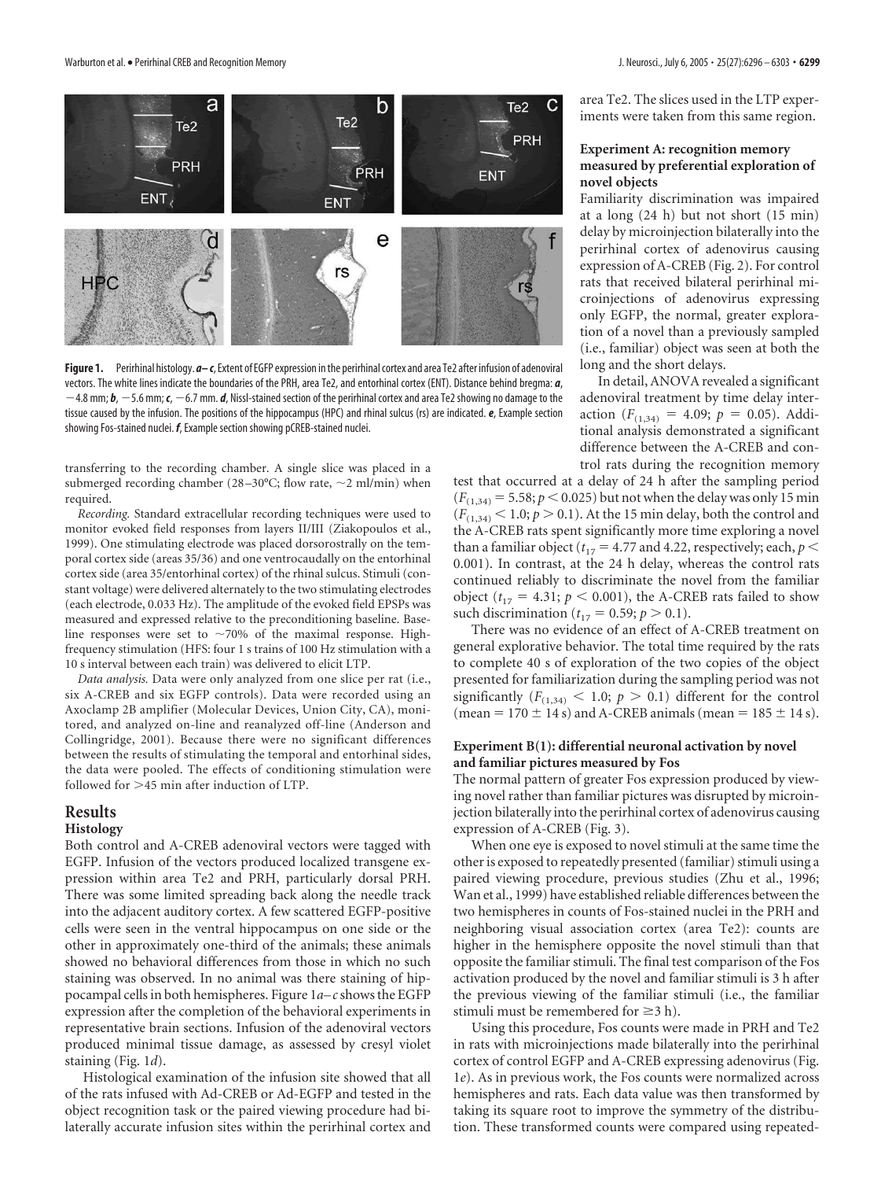**Figure 1.** Perirhinal histology. ***a–c***, Extent of EGFP expression in the perirhinal cortex and area Te2 after infusion of adenoviral vectors. The white lines indicate the boundaries of the PRH, area Te2, and entorhinal cortex (ENT). Distance behind bregma: ***a***, −4.8 mm; ***b***, −5.6 mm; ***c***, −6.7 mm. ***d***, Nissl-stained section of the perirhinal cortex and area Te2 showing no damage to the tissue caused by the infusion. The positions of the hippocampus (HPC) and rhinal sulcus (rs) are indicated. ***e***, Example section showing Fos-stained nuclei. ***f***, Example section showing pCREB-stained nuclei.

transferring to the recording chamber. A single slice was placed in a submerged recording chamber (28–30°C; flow rate, ~2 ml/min) when required.

*Recording.* Standard extracellular recording techniques were used to monitor evoked field responses from layers II/III (Ziakopoulos et al., 1999). One stimulating electrode was placed dorsorostrally on the temporal cortex side (areas 35/36) and one ventrocaudally on the entorhinal cortex side (area 35/entorhinal cortex) of the rhinal sulcus. Stimuli (constant voltage) were delivered alternately to the two stimulating electrodes (each electrode, 0.033 Hz). The amplitude of the evoked field EPSPs was measured and expressed relative to the preconditioning baseline. Baseline responses were set to ~70% of the maximal response. High-frequency stimulation (HFS: four 1 s trains of 100 Hz stimulation with a 10 s interval between each train) was delivered to elicit LTP.

*Data analysis.* Data were only analyzed from one slice per rat (i.e., six A-CREB and six EGFP controls). Data were recorded using an Axoclamp 2B amplifier (Molecular Devices, Union City, CA), monitored, and analyzed on-line and reanalyzed off-line (Anderson and Collingridge, 2001). Because there were no significant differences between the results of stimulating the temporal and entorhinal sides, the data were pooled. The effects of conditioning stimulation were followed for >45 min after induction of LTP.

## Results

### Histology

Both control and A-CREB adenoviral vectors were tagged with EGFP. Infusion of the vectors produced localized transgene expression within area Te2 and PRH, particularly dorsal PRH. There was some limited spreading back along the needle track into the adjacent auditory cortex. A few scattered EGFP-positive cells were seen in the ventral hippocampus on one side or the other in approximately one-third of the animals; these animals showed no behavioral differences from those in which no such staining was observed. In no animal was there staining of hippocampal cells in both hemispheres. Figure 1*a–c* shows the EGFP expression after the completion of the behavioral experiments in representative brain sections. Infusion of the adenoviral vectors produced minimal tissue damage, as assessed by cresyl violet staining (Fig. 1*d*).

Histological examination of the infusion site showed that all of the rats infused with Ad-CREB or Ad-EGFP and tested in the object recognition task or the paired viewing procedure had bilaterally accurate infusion sites within the perirhinal cortex and area Te2. The slices used in the LTP experiments were taken from this same region.

### Experiment A: recognition memory measured by preferential exploration of novel objects

Familiarity discrimination was impaired at a long (24 h) but not short (15 min) delay by microinjection bilaterally into the perirhinal cortex of adenovirus causing expression of A-CREB (Fig. 2). For control rats that received bilateral perirhinal microinjections of adenovirus expressing only EGFP, the normal, greater exploration of a novel than a previously sampled (i.e., familiar) object was seen at both the long and the short delays.

In detail, ANOVA revealed a significant adenoviral treatment by time delay interaction ($F_{(1,34)} = 4.09$; $p = 0.05$). Additional analysis demonstrated a significant difference between the A-CREB and control rats during the recognition memory test that occurred at a delay of 24 h after the sampling period ($F_{(1,34)} = 5.58$; $p < 0.025$) but not when the delay was only 15 min ($F_{(1,34)} < 1.0$; $p > 0.1$). At the 15 min delay, both the control and the A-CREB rats spent significantly more time exploring a novel than a familiar object ($t_{17} = 4.77$ and 4.22, respectively; each, $p < 0.001$). In contrast, at the 24 h delay, whereas the control rats continued reliably to discriminate the novel from the familiar object ($t_{17} = 4.31$; $p < 0.001$), the A-CREB rats failed to show such discrimination ($t_{17} = 0.59$; $p > 0.1$).

There was no evidence of an effect of A-CREB treatment on general explorative behavior. The total time required by the rats to complete 40 s of exploration of the two copies of the object presented for familiarization during the sampling period was not significantly ($F_{(1,34)} < 1.0$; $p > 0.1$) different for the control (mean = 170 ± 14 s) and A-CREB animals (mean = 185 ± 14 s).

### Experiment B(1): differential neuronal activation by novel and familiar pictures measured by Fos

The normal pattern of greater Fos expression produced by viewing novel rather than familiar pictures was disrupted by microinjection bilaterally into the perirhinal cortex of adenovirus causing expression of A-CREB (Fig. 3).

When one eye is exposed to novel stimuli at the same time the other is exposed to repeatedly presented (familiar) stimuli using a paired viewing procedure, previous studies (Zhu et al., 1996; Wan et al., 1999) have established reliable differences between the two hemispheres in counts of Fos-stained nuclei in the PRH and neighboring visual association cortex (area Te2): counts are higher in the hemisphere opposite the novel stimuli than that opposite the familiar stimuli. The final test comparison of the Fos activation produced by the novel and familiar stimuli is 3 h after the previous viewing of the familiar stimuli (i.e., the familiar stimuli must be remembered for ≥3 h).

Using this procedure, Fos counts were made in PRH and Te2 in rats with microinjections made bilaterally into the perirhinal cortex of control EGFP and A-CREB expressing adenovirus (Fig. 1*e*). As in previous work, the Fos counts were normalized across hemispheres and rats. Each data value was then transformed by taking its square root to improve the symmetry of the distribution. These transformed counts were compared using repeated-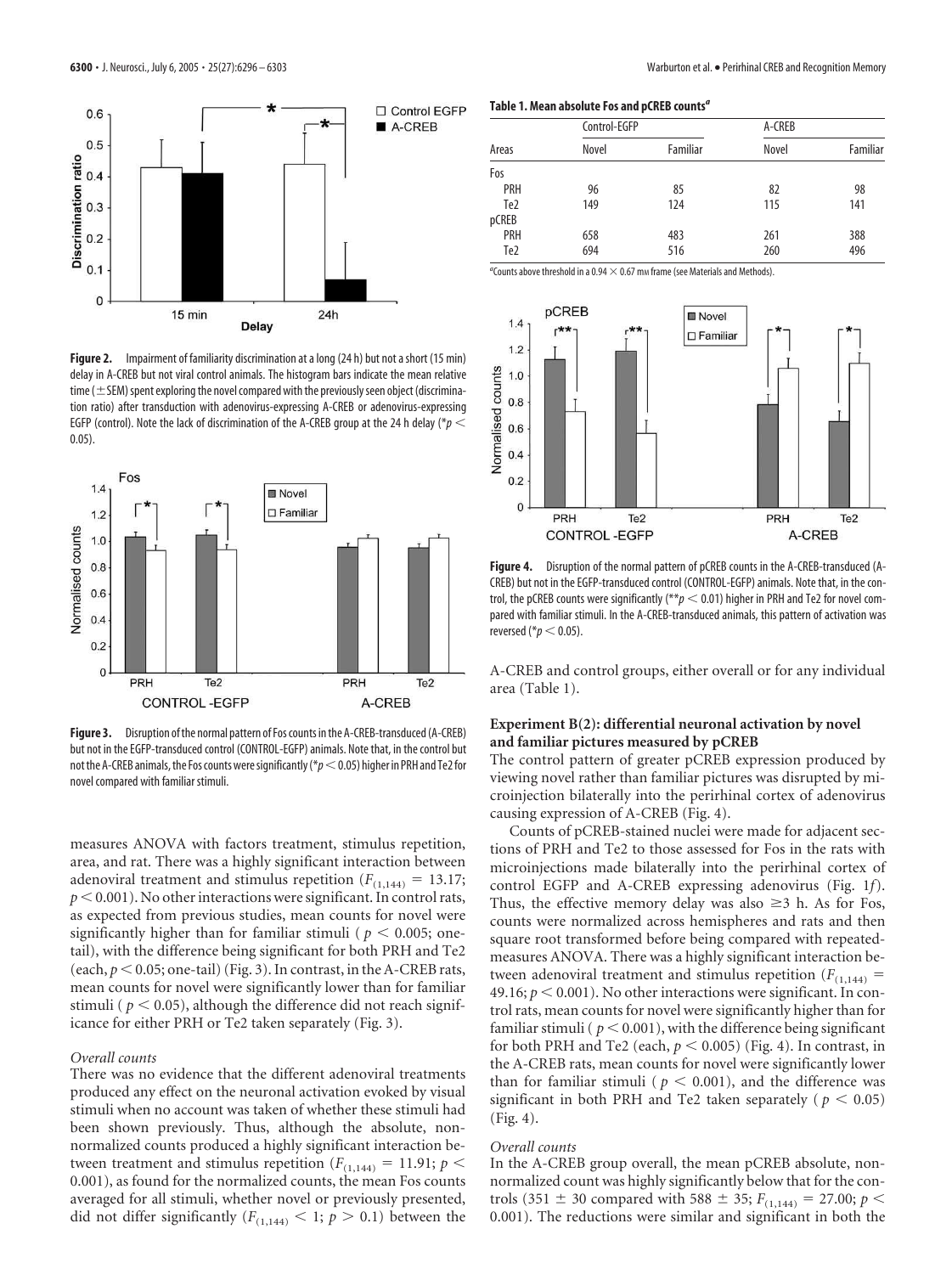**Figure 2.** Impairment of familiarity discrimination at a long (24 h) but not a short (15 min) delay in A-CREB but not viral control animals. The histogram bars indicate the mean relative time (±SEM) spent exploring the novel compared with the previously seen object (discrimination ratio) after transduction with adenovirus-expressing A-CREB or adenovirus-expressing EGFP (control). Note the lack of discrimination of the A-CREB group at the 24 h delay (*$p < 0.05$).

**Figure 3.** Disruption of the normal pattern of Fos counts in the A-CREB-transduced (A-CREB) but not in the EGFP-transduced control (CONTROL-EGFP) animals. Note that, in the control but not the A-CREB animals, the Fos counts were significantly (*$p < 0.05$) higher in PRH and Te2 for novel compared with familiar stimuli.

measures ANOVA with factors treatment, stimulus repetition, area, and rat. There was a highly significant interaction between adenoviral treatment and stimulus repetition ($F_{(1,144)} = 13.17$; $p < 0.001$). No other interactions were significant. In control rats, as expected from previous studies, mean counts for novel were significantly higher than for familiar stimuli ($p < 0.005$; one-tail), with the difference being significant for both PRH and Te2 (each, $p < 0.05$; one-tail) (Fig. 3). In contrast, in the A-CREB rats, mean counts for novel were significantly lower than for familiar stimuli ($p < 0.05$), although the difference did not reach significance for either PRH or Te2 taken separately (Fig. 3).

*Overall counts*

There was no evidence that the different adenoviral treatments produced any effect on the neuronal activation evoked by visual stimuli when no account was taken of whether these stimuli had been shown previously. Thus, although the absolute, non-normalized counts produced a highly significant interaction between treatment and stimulus repetition ($F_{(1,144)} = 11.91$; $p < 0.001$), as found for the normalized counts, the mean Fos counts averaged for all stimuli, whether novel or previously presented, did not differ significantly ($F_{(1,144)} < 1$; $p > 0.1$) between the A-CREB and control groups, either overall or for any individual area (Table 1).

**Table 1. Mean absolute Fos and pCREB counts[a]**

| Areas | Control-EGFP | | A-CREB | |
|---|---|---|---|---|
| | Novel | Familiar | Novel | Familiar |
| Fos | | | | |
| PRH | 96 | 85 | 82 | 98 |
| Te2 | 149 | 124 | 115 | 141 |
| pCREB | | | | |
| PRH | 658 | 483 | 261 | 388 |
| Te2 | 694 | 516 | 260 | 496 |

[a]Counts above threshold in a 0.94 × 0.67 mm frame (see Materials and Methods).

**Figure 4.** Disruption of the normal pattern of pCREB counts in the A-CREB-transduced (A-CREB) but not in the EGFP-transduced control (CONTROL-EGFP) animals. Note that, in the control, the pCREB counts were significantly (**$p < 0.01$) higher in PRH and Te2 for novel compared with familiar stimuli. In the A-CREB-transduced animals, this pattern of activation was reversed (*$p < 0.05$).

### Experiment B(2): differential neuronal activation by novel and familiar pictures measured by pCREB

The control pattern of greater pCREB expression produced by viewing novel rather than familiar pictures was disrupted by microinjection bilaterally into the perirhinal cortex of adenovirus causing expression of A-CREB (Fig. 4).

Counts of pCREB-stained nuclei were made for adjacent sections of PRH and Te2 to those assessed for Fos in the rats with microinjections made bilaterally into the perirhinal cortex of control EGFP and A-CREB expressing adenovirus (Fig. 1*f*). Thus, the effective memory delay was also ≥3 h. As for Fos, counts were normalized across hemispheres and rats and then square root transformed before being compared with repeated-measures ANOVA. There was a highly significant interaction between adenoviral treatment and stimulus repetition ($F_{(1,144)} = 49.16$; $p < 0.001$). No other interactions were significant. In control rats, mean counts for novel were significantly higher than for familiar stimuli ($p < 0.001$), with the difference being significant for both PRH and Te2 (each, $p < 0.005$) (Fig. 4). In contrast, in the A-CREB rats, mean counts for novel were significantly lower than for familiar stimuli ($p < 0.001$), and the difference was significant in both PRH and Te2 taken separately ($p < 0.05$) (Fig. 4).

*Overall counts*

In the A-CREB group overall, the mean pCREB absolute, non-normalized count was highly significantly below that for the controls (351 ± 30 compared with 588 ± 35; $F_{(1,144)} = 27.00$; $p < 0.001$). The reductions were similar and significant in both the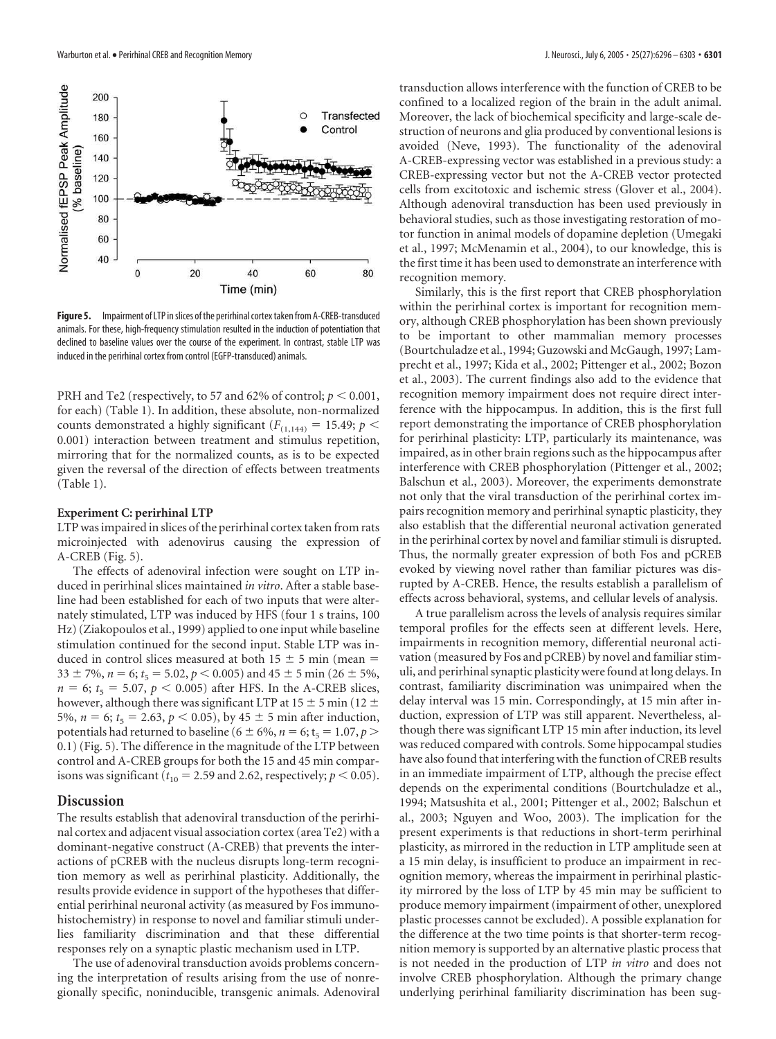**Figure 5.** Impairment of LTP in slices of the perirhinal cortex taken from A-CREB-transduced animals. For these, high-frequency stimulation resulted in the induction of potentiation that declined to baseline values over the course of the experiment. In contrast, stable LTP was induced in the perirhinal cortex from control (EGFP-transduced) animals.

PRH and Te2 (respectively, to 57 and 62% of control; $p < 0.001$, for each) (Table 1). In addition, these absolute, non-normalized counts demonstrated a highly significant ($F_{(1,144)} = 15.49$; $p < 0.001$) interaction between treatment and stimulus repetition, mirroring that for the normalized counts, as is to be expected given the reversal of the direction of effects between treatments (Table 1).

### Experiment C: perirhinal LTP

LTP was impaired in slices of the perirhinal cortex taken from rats microinjected with adenovirus causing the expression of A-CREB (Fig. 5).

The effects of adenoviral infection were sought on LTP induced in perirhinal slices maintained *in vitro*. After a stable baseline had been established for each of two inputs that were alternately stimulated, LTP was induced by HFS (four 1 s trains, 100 Hz) (Ziakopoulos et al., 1999) applied to one input while baseline stimulation continued for the second input. Stable LTP was induced in control slices measured at both 15 ± 5 min (mean = 33 ± 7%, $n = 6$; $t_5 = 5.02$, $p < 0.005$) and 45 ± 5 min (26 ± 5%, $n = 6$; $t_5 = 5.07$, $p < 0.005$) after HFS. In the A-CREB slices, however, although there was significant LTP at 15 ± 5 min (12 ± 5%, $n = 6$; $t_5 = 2.63$, $p < 0.05$), by 45 ± 5 min after induction, potentials had returned to baseline (6 ± 6%, $n = 6$; $t_5 = 1.07$, $p > 0.1$) (Fig. 5). The difference in the magnitude of the LTP between control and A-CREB groups for both the 15 and 45 min comparisons was significant ($t_{10} = 2.59$ and 2.62, respectively; $p < 0.05$).

## Discussion

The results establish that adenoviral transduction of the perirhinal cortex and adjacent visual association cortex (area Te2) with a dominant-negative construct (A-CREB) that prevents the interactions of pCREB with the nucleus disrupts long-term recognition memory as well as perirhinal plasticity. Additionally, the results provide evidence in support of the hypotheses that differential perirhinal neuronal activity (as measured by Fos immunohistochemistry) in response to novel and familiar stimuli underlies familiarity discrimination and that these differential responses rely on a synaptic plastic mechanism used in LTP.

The use of adenoviral transduction avoids problems concerning the interpretation of results arising from the use of nonregionally specific, noninducible, transgenic animals. Adenoviral transduction allows interference with the function of CREB to be confined to a localized region of the brain in the adult animal. Moreover, the lack of biochemical specificity and large-scale destruction of neurons and glia produced by conventional lesions is avoided (Neve, 1993). The functionality of the adenoviral A-CREB-expressing vector was established in a previous study: a CREB-expressing vector but not the A-CREB vector protected cells from excitotoxic and ischemic stress (Glover et al., 2004). Although adenoviral transduction has been used previously in behavioral studies, such as those investigating restoration of motor function in animal models of dopamine depletion (Umegaki et al., 1997; McMenamin et al., 2004), to our knowledge, this is the first time it has been used to demonstrate an interference with recognition memory.

Similarly, this is the first report that CREB phosphorylation within the perirhinal cortex is important for recognition memory, although CREB phosphorylation has been shown previously to be important to other mammalian memory processes (Bourtchuladze et al., 1994; Guzowski and McGaugh, 1997; Lamprecht et al., 1997; Kida et al., 2002; Pittenger et al., 2002; Bozon et al., 2003). The current findings also add to the evidence that recognition memory impairment does not require direct interference with the hippocampus. In addition, this is the first full report demonstrating the importance of CREB phosphorylation for perirhinal plasticity: LTP, particularly its maintenance, was impaired, as in other brain regions such as the hippocampus after interference with CREB phosphorylation (Pittenger et al., 2002; Balschun et al., 2003). Moreover, the experiments demonstrate not only that the viral transduction of the perirhinal cortex impairs recognition memory and perirhinal synaptic plasticity, they also establish that the differential neuronal activation generated in the perirhinal cortex by novel and familiar stimuli is disrupted. Thus, the normally greater expression of both Fos and pCREB evoked by viewing novel rather than familiar pictures was disrupted by A-CREB. Hence, the results establish a parallelism of effects across behavioral, systems, and cellular levels of analysis.

A true parallelism across the levels of analysis requires similar temporal profiles for the effects seen at different levels. Here, impairments in recognition memory, differential neuronal activation (measured by Fos and pCREB) by novel and familiar stimuli, and perirhinal synaptic plasticity were found at long delays. In contrast, familiarity discrimination was unimpaired when the delay interval was 15 min. Correspondingly, at 15 min after induction, expression of LTP was still apparent. Nevertheless, although there was significant LTP 15 min after induction, its level was reduced compared with controls. Some hippocampal studies have also found that interfering with the function of CREB results in an immediate impairment of LTP, although the precise effect depends on the experimental conditions (Bourtchuladze et al., 1994; Matsushita et al., 2001; Pittenger et al., 2002; Balschun et al., 2003; Nguyen and Woo, 2003). The implication for the present experiments is that reductions in short-term perirhinal plasticity, as mirrored in the reduction in LTP amplitude seen at a 15 min delay, is insufficient to produce an impairment in recognition memory, whereas the impairment in perirhinal plasticity mirrored by the loss of LTP by 45 min may be sufficient to produce memory impairment (impairment of other, unexplored plastic processes cannot be excluded). A possible explanation for the difference at the two time points is that shorter-term recognition memory is supported by an alternative plastic process that is not needed in the production of LTP *in vitro* and does not involve CREB phosphorylation. Although the primary change underlying perirhinal familiarity discrimination has been sug-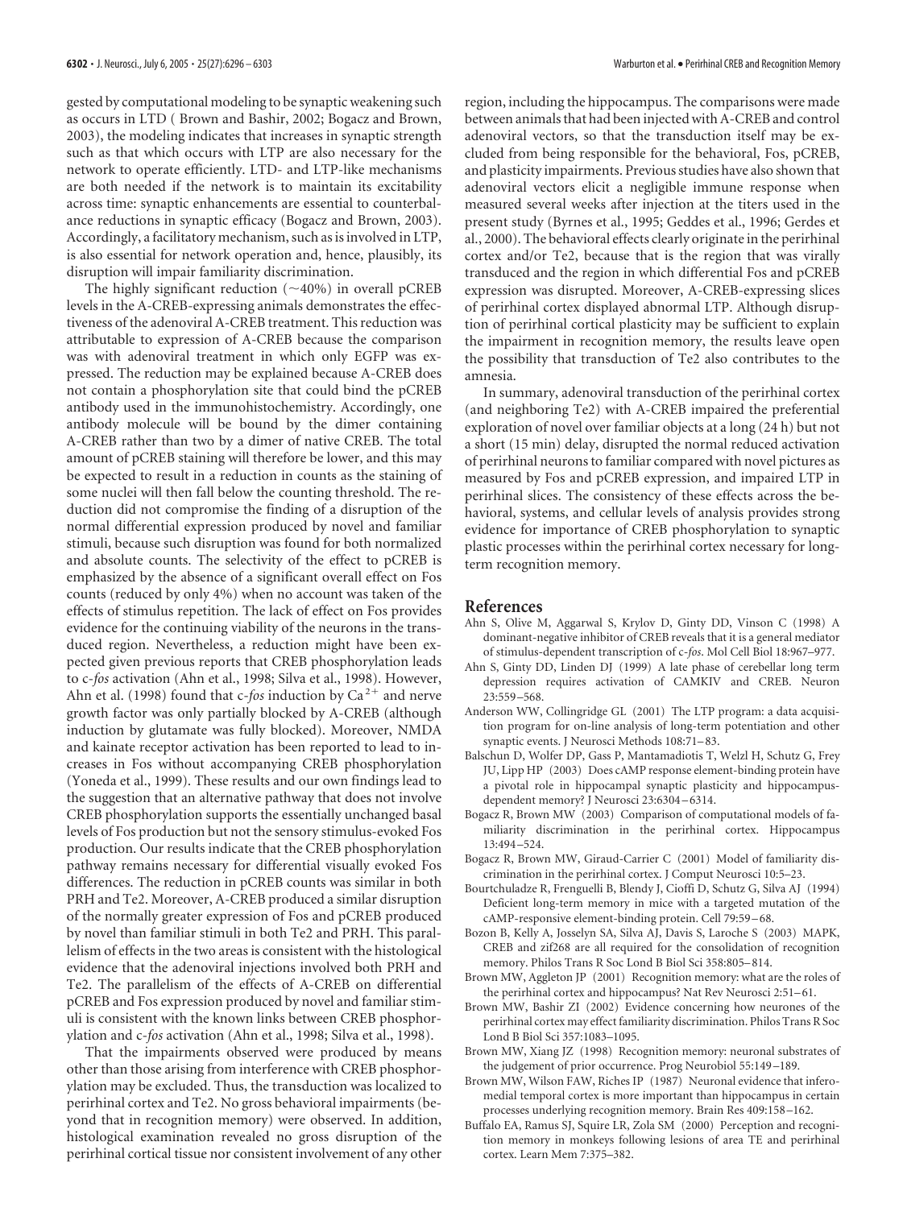gested by computational modeling to be synaptic weakening such as occurs in LTD ( Brown and Bashir, 2002; Bogacz and Brown, 2003), the modeling indicates that increases in synaptic strength such as that which occurs with LTP are also necessary for the network to operate efficiently. LTD- and LTP-like mechanisms are both needed if the network is to maintain its excitability across time: synaptic enhancements are essential to counterbalance reductions in synaptic efficacy (Bogacz and Brown, 2003). Accordingly, a facilitatory mechanism, such as is involved in LTP, is also essential for network operation and, hence, plausibly, its disruption will impair familiarity discrimination.

The highly significant reduction (~40%) in overall pCREB levels in the A-CREB-expressing animals demonstrates the effectiveness of the adenoviral A-CREB treatment. This reduction was attributable to expression of A-CREB because the comparison was with adenoviral treatment in which only EGFP was expressed. The reduction may be explained because A-CREB does not contain a phosphorylation site that could bind the pCREB antibody used in the immunohistochemistry. Accordingly, one antibody molecule will be bound by the dimer containing A-CREB rather than two by a dimer of native CREB. The total amount of pCREB staining will therefore be lower, and this may be expected to result in a reduction in counts as the staining of some nuclei will then fall below the counting threshold. The reduction did not compromise the finding of a disruption of the normal differential expression produced by novel and familiar stimuli, because such disruption was found for both normalized and absolute counts. The selectivity of the effect to pCREB is emphasized by the absence of a significant overall effect on Fos counts (reduced by only 4%) when no account was taken of the effects of stimulus repetition. The lack of effect on Fos provides evidence for the continuing viability of the neurons in the transduced region. Nevertheless, a reduction might have been expected given previous reports that CREB phosphorylation leads to c-*fos* activation (Ahn et al., 1998; Silva et al., 1998). However, Ahn et al. (1998) found that c-*fos* induction by $Ca^{2+}$ and nerve growth factor was only partially blocked by A-CREB (although induction by glutamate was fully blocked). Moreover, NMDA and kainate receptor activation has been reported to lead to increases in Fos without accompanying CREB phosphorylation (Yoneda et al., 1999). These results and our own findings lead to the suggestion that an alternative pathway that does not involve CREB phosphorylation supports the essentially unchanged basal levels of Fos production but not the sensory stimulus-evoked Fos production. Our results indicate that the CREB phosphorylation pathway remains necessary for differential visually evoked Fos differences. The reduction in pCREB counts was similar in both PRH and Te2. Moreover, A-CREB produced a similar disruption of the normally greater expression of Fos and pCREB produced by novel than familiar stimuli in both Te2 and PRH. This parallelism of effects in the two areas is consistent with the histological evidence that the adenoviral injections involved both PRH and Te2. The parallelism of the effects of A-CREB on differential pCREB and Fos expression produced by novel and familiar stimuli is consistent with the known links between CREB phosphorylation and c-*fos* activation (Ahn et al., 1998; Silva et al., 1998).

That the impairments observed were produced by means other than those arising from interference with CREB phosphorylation may be excluded. Thus, the transduction was localized to perirhinal cortex and Te2. No gross behavioral impairments (beyond that in recognition memory) were observed. In addition, histological examination revealed no gross disruption of the perirhinal cortical tissue nor consistent involvement of any other region, including the hippocampus. The comparisons were made between animals that had been injected with A-CREB and control adenoviral vectors, so that the transduction itself may be excluded from being responsible for the behavioral, Fos, pCREB, and plasticity impairments. Previous studies have also shown that adenoviral vectors elicit a negligible immune response when measured several weeks after injection at the titers used in the present study (Byrnes et al., 1995; Geddes et al., 1996; Gerdes et al., 2000). The behavioral effects clearly originate in the perirhinal cortex and/or Te2, because that is the region that was virally transduced and the region in which differential Fos and pCREB expression was disrupted. Moreover, A-CREB-expressing slices of perirhinal cortex displayed abnormal LTP. Although disruption of perirhinal cortical plasticity may be sufficient to explain the impairment in recognition memory, the results leave open the possibility that transduction of Te2 also contributes to the amnesia.

In summary, adenoviral transduction of the perirhinal cortex (and neighboring Te2) with A-CREB impaired the preferential exploration of novel over familiar objects at a long (24 h) but not a short (15 min) delay, disrupted the normal reduced activation of perirhinal neurons to familiar compared with novel pictures as measured by Fos and pCREB expression, and impaired LTP in perirhinal slices. The consistency of these effects across the behavioral, systems, and cellular levels of analysis provides strong evidence for importance of CREB phosphorylation to synaptic plastic processes within the perirhinal cortex necessary for long-term recognition memory.

## References

Ahn S, Olive M, Aggarwal S, Krylov D, Ginty DD, Vinson C (1998) A dominant-negative inhibitor of CREB reveals that it is a general mediator of stimulus-dependent transcription of c-*fos*. Mol Cell Biol 18:967–977.

Ahn S, Ginty DD, Linden DJ (1999) A late phase of cerebellar long term depression requires activation of CAMKIV and CREB. Neuron 23:559–568.

Anderson WW, Collingridge GL (2001) The LTP program: a data acquisition program for on-line analysis of long-term potentiation and other synaptic events. J Neurosci Methods 108:71–83.

Balschun D, Wolfer DP, Gass P, Mantamadiotis T, Welzl H, Schutz G, Frey JU, Lipp HP (2003) Does cAMP response element-binding protein have a pivotal role in hippocampal synaptic plasticity and hippocampus-dependent memory? J Neurosci 23:6304–6314.

Bogacz R, Brown MW (2003) Comparison of computational models of familiarity discrimination in the perirhinal cortex. Hippocampus 13:494–524.

Bogacz R, Brown MW, Giraud-Carrier C (2001) Model of familiarity discrimination in the perirhinal cortex. J Comput Neurosci 10:5–23.

Bourtchuladze R, Frenguelli B, Blendy J, Cioffi D, Schutz G, Silva AJ (1994) Deficient long-term memory in mice with a targeted mutation of the cAMP-responsive element-binding protein. Cell 79:59–68.

Bozon B, Kelly A, Josselyn SA, Silva AJ, Davis S, Laroche S (2003) MAPK, CREB and zif268 are all required for the consolidation of recognition memory. Philos Trans R Soc Lond B Biol Sci 358:805–814.

Brown MW, Aggleton JP (2001) Recognition memory: what are the roles of the perirhinal cortex and hippocampus? Nat Rev Neurosci 2:51–61.

Brown MW, Bashir ZI (2002) Evidence concerning how neurones of the perirhinal cortex may effect familiarity discrimination. Philos Trans R Soc Lond B Biol Sci 357:1083–1095.

Brown MW, Xiang JZ (1998) Recognition memory: neuronal substrates of the judgement of prior occurrence. Prog Neurobiol 55:149–189.

Brown MW, Wilson FAW, Riches IP (1987) Neuronal evidence that inferomedial temporal cortex is more important than hippocampus in certain processes underlying recognition memory. Brain Res 409:158–162.

Buffalo EA, Ramus SJ, Squire LR, Zola SM (2000) Perception and recognition memory in monkeys following lesions of area TE and perirhinal cortex. Learn Mem 7:375–382.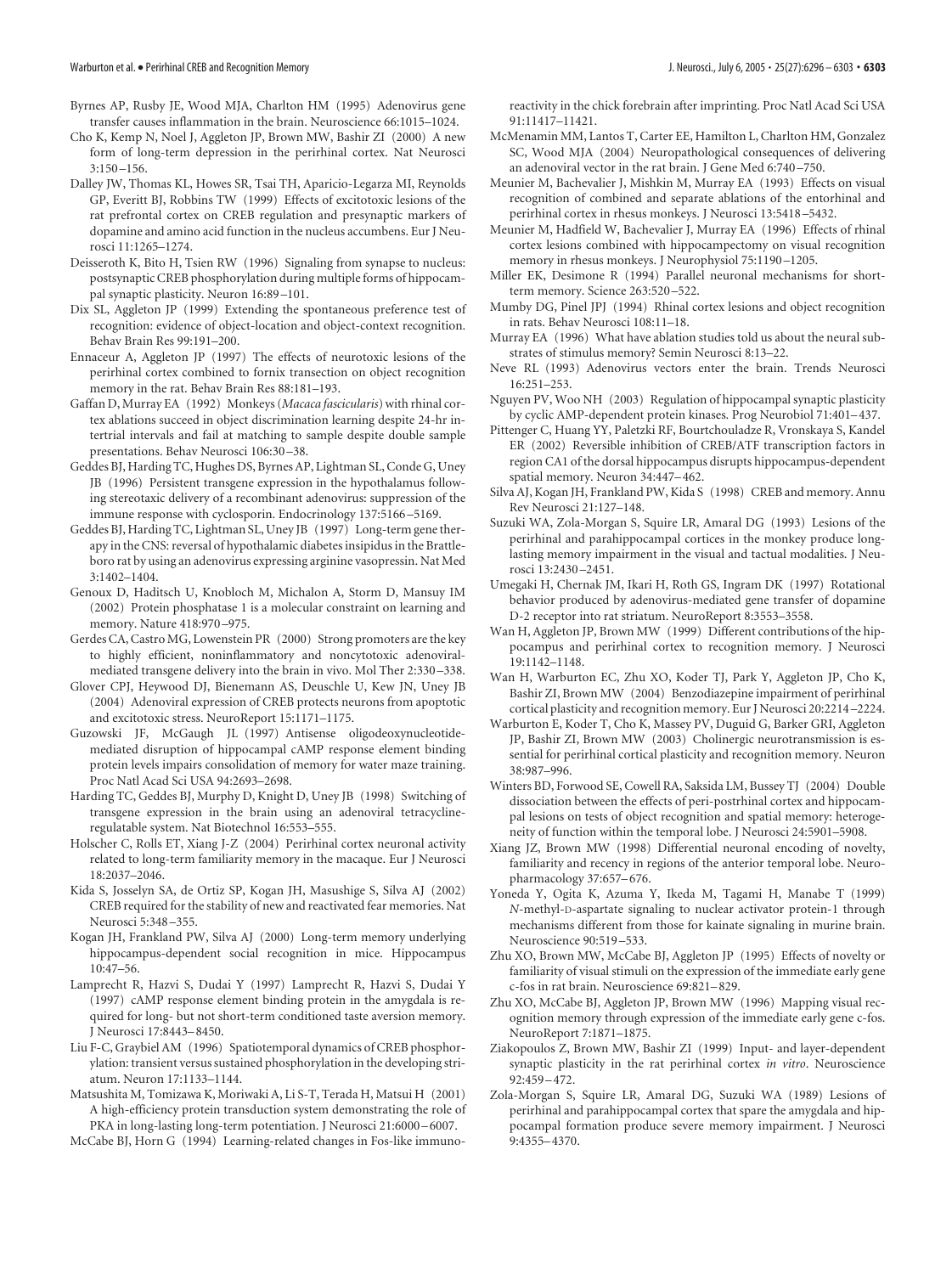Byrnes AP, Rusby JE, Wood MJA, Charlton HM (1995) Adenovirus gene transfer causes inflammation in the brain. Neuroscience 66:1015–1024.

Cho K, Kemp N, Noel J, Aggleton JP, Brown MW, Bashir ZI (2000) A new form of long-term depression in the perirhinal cortex. Nat Neurosci 3:150–156.

Dalley JW, Thomas KL, Howes SR, Tsai TH, Aparicio-Legarza MI, Reynolds GP, Everitt BJ, Robbins TW (1999) Effects of excitotoxic lesions of the rat prefrontal cortex on CREB regulation and presynaptic markers of dopamine and amino acid function in the nucleus accumbens. Eur J Neurosci 11:1265–1274.

Deisseroth K, Bito H, Tsien RW (1996) Signaling from synapse to nucleus: postsynaptic CREB phosphorylation during multiple forms of hippocampal synaptic plasticity. Neuron 16:89–101.

Dix SL, Aggleton JP (1999) Extending the spontaneous preference test of recognition: evidence of object-location and object-context recognition. Behav Brain Res 99:191–200.

Ennaceur A, Aggleton JP (1997) The effects of neurotoxic lesions of the perirhinal cortex combined to fornix transection on object recognition memory in the rat. Behav Brain Res 88:181–193.

Gaffan D, Murray EA (1992) Monkeys (*Macaca fascicularis*) with rhinal cortex ablations succeed in object discrimination learning despite 24-hr intertrial intervals and fail at matching to sample despite double sample presentations. Behav Neurosci 106:30–38.

Geddes BJ, Harding TC, Hughes DS, Byrnes AP, Lightman SL, Conde G, Uney JB (1996) Persistent transgene expression in the hypothalamus following stereotaxic delivery of a recombinant adenovirus: suppression of the immune response with cyclosporin. Endocrinology 137:5166–5169.

Geddes BJ, Harding TC, Lightman SL, Uney JB (1997) Long-term gene therapy in the CNS: reversal of hypothalamic diabetes insipidus in the Brattleboro rat by using an adenovirus expressing arginine vasopressin. Nat Med 3:1402–1404.

Genoux D, Haditsch U, Knobloch M, Michalon A, Storm D, Mansuy IM (2002) Protein phosphatase 1 is a molecular constraint on learning and memory. Nature 418:970–975.

Gerdes CA, Castro MG, Lowenstein PR (2000) Strong promoters are the key to highly efficient, noninflammatory and noncytotoxic adenoviral-mediated transgene delivery into the brain in vivo. Mol Ther 2:330–338.

Glover CPJ, Heywood DJ, Bienemann AS, Deuschle U, Kew JN, Uney JB (2004) Adenoviral expression of CREB protects neurons from apoptotic and excitotoxic stress. NeuroReport 15:1171–1175.

Guzowski JF, McGaugh JL (1997) Antisense oligodeoxynucleotide-mediated disruption of hippocampal cAMP response element binding protein levels impairs consolidation of memory for water maze training. Proc Natl Acad Sci USA 94:2693–2698.

Harding TC, Geddes BJ, Murphy D, Knight D, Uney JB (1998) Switching of transgene expression in the brain using an adenoviral tetracycline-regulatable system. Nat Biotechnol 16:553–555.

Holscher C, Rolls ET, Xiang J-Z (2004) Perirhinal cortex neuronal activity related to long-term familiarity memory in the macaque. Eur J Neurosci 18:2037–2046.

Kida S, Josselyn SA, de Ortiz SP, Kogan JH, Masushige S, Silva AJ (2002) CREB required for the stability of new and reactivated fear memories. Nat Neurosci 5:348–355.

Kogan JH, Frankland PW, Silva AJ (2000) Long-term memory underlying hippocampus-dependent social recognition in mice. Hippocampus 10:47–56.

Lamprecht R, Hazvi S, Dudai Y (1997) Lamprecht R, Hazvi S, Dudai Y (1997) cAMP response element binding protein in the amygdala is required for long- but not short-term conditioned taste aversion memory. J Neurosci 17:8443–8450.

Liu F-C, Graybiel AM (1996) Spatiotemporal dynamics of CREB phosphorylation: transient versus sustained phosphorylation in the developing striatum. Neuron 17:1133–1144.

Matsushita M, Tomizawa K, Moriwaki A, Li S-T, Terada H, Matsui H (2001) A high-efficiency protein transduction system demonstrating the role of PKA in long-lasting long-term potentiation. J Neurosci 21:6000–6007.

McCabe BJ, Horn G (1994) Learning-related changes in Fos-like immunoreactivity in the chick forebrain after imprinting. Proc Natl Acad Sci USA 91:11417–11421.

McMenamin MM, Lantos T, Carter EE, Hamilton L, Charlton HM, Gonzalez SC, Wood MJA (2004) Neuropathological consequences of delivering an adenoviral vector in the rat brain. J Gene Med 6:740–750.

Meunier M, Bachevalier J, Mishkin M, Murray EA (1993) Effects on visual recognition of combined and separate ablations of the entorhinal and perirhinal cortex in rhesus monkeys. J Neurosci 13:5418–5432.

Meunier M, Hadfield W, Bachevalier J, Murray EA (1996) Effects of rhinal cortex lesions combined with hippocampectomy on visual recognition memory in rhesus monkeys. J Neurophysiol 75:1190–1205.

Miller EK, Desimone R (1994) Parallel neuronal mechanisms for short-term memory. Science 263:520–522.

Mumby DG, Pinel JPJ (1994) Rhinal cortex lesions and object recognition in rats. Behav Neurosci 108:11–18.

Murray EA (1996) What have ablation studies told us about the neural substrates of stimulus memory? Semin Neurosci 8:13–22.

Neve RL (1993) Adenovirus vectors enter the brain. Trends Neurosci 16:251–253.

Nguyen PV, Woo NH (2003) Regulation of hippocampal synaptic plasticity by cyclic AMP-dependent protein kinases. Prog Neurobiol 71:401–437.

Pittenger C, Huang YY, Paletzki RF, Bourtchouladze R, Vronskaya S, Kandel ER (2002) Reversible inhibition of CREB/ATF transcription factors in region CA1 of the dorsal hippocampus disrupts hippocampus-dependent spatial memory. Neuron 34:447–462.

Silva AJ, Kogan JH, Frankland PW, Kida S (1998) CREB and memory. Annu Rev Neurosci 21:127–148.

Suzuki WA, Zola-Morgan S, Squire LR, Amaral DG (1993) Lesions of the perirhinal and parahippocampal cortices in the monkey produce long-lasting memory impairment in the visual and tactual modalities. J Neurosci 13:2430–2451.

Umegaki H, Chernak JM, Ikari H, Roth GS, Ingram DK (1997) Rotational behavior produced by adenovirus-mediated gene transfer of dopamine D-2 receptor into rat striatum. NeuroReport 8:3553–3558.

Wan H, Aggleton JP, Brown MW (1999) Different contributions of the hippocampus and perirhinal cortex to recognition memory. J Neurosci 19:1142–1148.

Wan H, Warburton EC, Zhu XO, Koder TJ, Park Y, Aggleton JP, Cho K, Bashir ZI, Brown MW (2004) Benzodiazepine impairment of perirhinal cortical plasticity and recognition memory. Eur J Neurosci 20:2214–2224.

Warburton E, Koder T, Cho K, Massey PV, Duguid G, Barker GRI, Aggleton JP, Bashir ZI, Brown MW (2003) Cholinergic neurotransmission is essential for perirhinal cortical plasticity and recognition memory. Neuron 38:987–996.

Winters BD, Forwood SE, Cowell RA, Saksida LM, Bussey TJ (2004) Double dissociation between the effects of peri-postrhinal cortex and hippocampal lesions on tests of object recognition and spatial memory: heterogeneity of function within the temporal lobe. J Neurosci 24:5901–5908.

Xiang JZ, Brown MW (1998) Differential neuronal encoding of novelty, familiarity and recency in regions of the anterior temporal lobe. Neuropharmacology 37:657–676.

Yoneda Y, Ogita K, Azuma Y, Ikeda M, Tagami H, Manabe T (1999) *N*-methyl-D-aspartate signaling to nuclear activator protein-1 through mechanisms different from those for kainate signaling in murine brain. Neuroscience 90:519–533.

Zhu XO, Brown MW, McCabe BJ, Aggleton JP (1995) Effects of novelty or familiarity of visual stimuli on the expression of the immediate early gene c-fos in rat brain. Neuroscience 69:821–829.

Zhu XO, McCabe BJ, Aggleton JP, Brown MW (1996) Mapping visual recognition memory through expression of the immediate early gene c-fos. NeuroReport 7:1871–1875.

Ziakopoulos Z, Brown MW, Bashir ZI (1999) Input- and layer-dependent synaptic plasticity in the rat perirhinal cortex *in vitro*. Neuroscience 92:459–472.

Zola-Morgan S, Squire LR, Amaral DG, Suzuki WA (1989) Lesions of perirhinal and parahippocampal cortex that spare the amygdala and hippocampal formation produce severe memory impairment. J Neurosci 9:4355–4370.